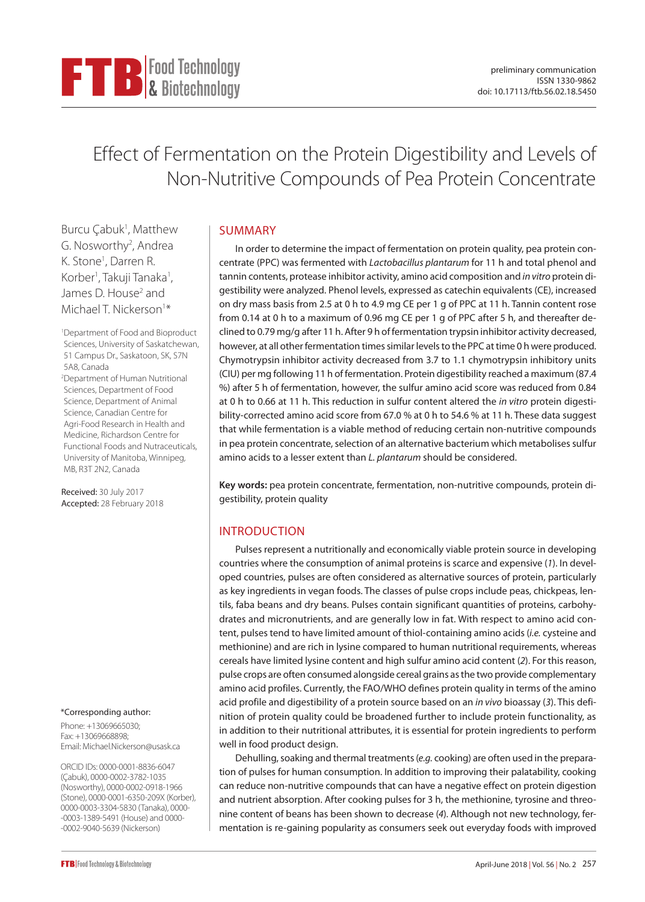preliminary communication
ISSN 1330-9862
doi: 10.17113/ftb.56.02.18.5450

# Effect of Fermentation on the Protein Digestibility and Levels of Non-Nutritive Compounds of Pea Protein Concentrate

Burcu Çabuk[1], Matthew G. Nosworthy[2], Andrea K. Stone[1], Darren R. Korber[1], Takuji Tanaka[1], James D. House[2] and Michael T. Nickerson[1]*

[1]Department of Food and Bioproduct Sciences, University of Saskatchewan, 51 Campus Dr., Saskatoon, SK, S7N 5A8, Canada

[2]Department of Human Nutritional Sciences, Department of Food Science, Department of Animal Science, Canadian Centre for Agri-Food Research in Health and Medicine, Richardson Centre for Functional Foods and Nutraceuticals, University of Manitoba, Winnipeg, MB, R3T 2N2, Canada

**Received:** 30 July 2017
**Accepted:** 28 February 2018

*Corresponding author:

Phone: +13069665030;
Fax: +13069668898;
Email: Michael.Nickerson@usask.ca

ORCID IDs: 0000-0001-8836-6047 (Çabuk), 0000-0002-3782-1035 (Nosworthy), 0000-0002-0918-1966 (Stone), 0000-0001-6350-209X (Korber), 0000-0003-3304-5830 (Tanaka), 0000-0003-1389-5491 (House) and 0000-0002-9040-5639 (Nickerson)

## SUMMARY

In order to determine the impact of fermentation on protein quality, pea protein concentrate (PPC) was fermented with *Lactobacillus plantarum* for 11 h and total phenol and tannin contents, protease inhibitor activity, amino acid composition and *in vitro* protein digestibility were analyzed. Phenol levels, expressed as catechin equivalents (CE), increased on dry mass basis from 2.5 at 0 h to 4.9 mg CE per 1 g of PPC at 11 h. Tannin content rose from 0.14 at 0 h to a maximum of 0.96 mg CE per 1 g of PPC after 5 h, and thereafter declined to 0.79 mg/g after 11 h. After 9 h of fermentation trypsin inhibitor activity decreased, however, at all other fermentation times similar levels to the PPC at time 0 h were produced. Chymotrypsin inhibitor activity decreased from 3.7 to 1.1 chymotrypsin inhibitory units (CIU) per mg following 11 h of fermentation. Protein digestibility reached a maximum (87.4 %) after 5 h of fermentation, however, the sulfur amino acid score was reduced from 0.84 at 0 h to 0.66 at 11 h. This reduction in sulfur content altered the *in vitro* protein digestibility-corrected amino acid score from 67.0 % at 0 h to 54.6 % at 11 h. These data suggest that while fermentation is a viable method of reducing certain non-nutritive compounds in pea protein concentrate, selection of an alternative bacterium which metabolises sulfur amino acids to a lesser extent than *L. plantarum* should be considered.

**Key words:** pea protein concentrate, fermentation, non-nutritive compounds, protein digestibility, protein quality

## INTRODUCTION

Pulses represent a nutritionally and economically viable protein source in developing countries where the consumption of animal proteins is scarce and expensive (*1*). In developed countries, pulses are often considered as alternative sources of protein, particularly as key ingredients in vegan foods. The classes of pulse crops include peas, chickpeas, lentils, faba beans and dry beans. Pulses contain significant quantities of proteins, carbohydrates and micronutrients, and are generally low in fat. With respect to amino acid content, pulses tend to have limited amount of thiol-containing amino acids (*i.e.* cysteine and methionine) and are rich in lysine compared to human nutritional requirements, whereas cereals have limited lysine content and high sulfur amino acid content (*2*). For this reason, pulse crops are often consumed alongside cereal grains as the two provide complementary amino acid profiles. Currently, the FAO/WHO defines protein quality in terms of the amino acid profile and digestibility of a protein source based on an *in vivo* bioassay (*3*). This definition of protein quality could be broadened further to include protein functionality, as in addition to their nutritional attributes, it is essential for protein ingredients to perform well in food product design.

Dehulling, soaking and thermal treatments (*e.g.* cooking) are often used in the preparation of pulses for human consumption. In addition to improving their palatability, cooking can reduce non-nutritive compounds that can have a negative effect on protein digestion and nutrient absorption. After cooking pulses for 3 h, the methionine, tyrosine and threonine content of beans has been shown to decrease (*4*). Although not new technology, fermentation is re-gaining popularity as consumers seek out everyday foods with improved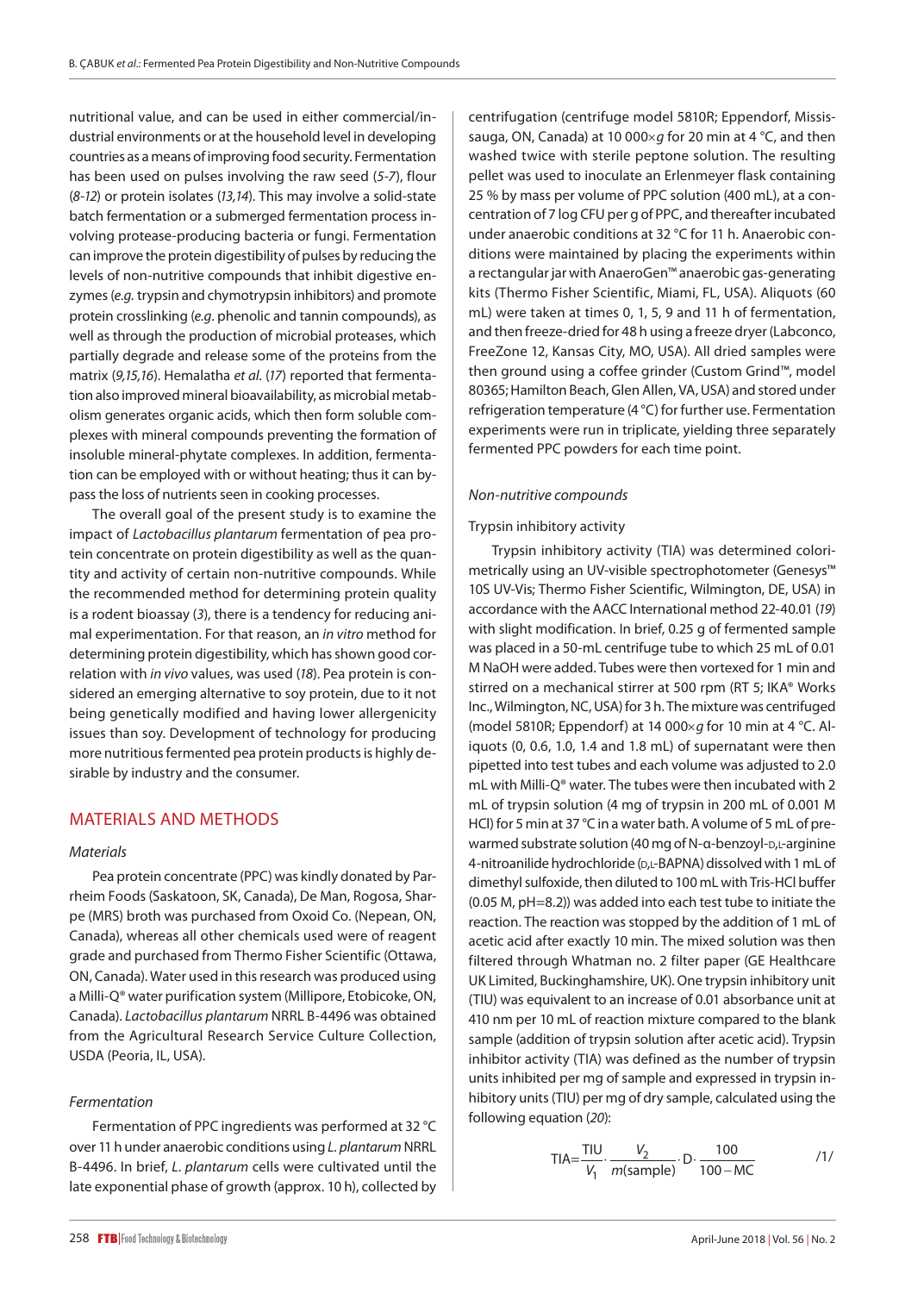nutritional value, and can be used in either commercial/industrial environments or at the household level in developing countries as a means of improving food security. Fermentation has been used on pulses involving the raw seed (*5-7*), flour (*8-12*) or protein isolates (*13,14*). This may involve a solid-state batch fermentation or a submerged fermentation process involving protease-producing bacteria or fungi. Fermentation can improve the protein digestibility of pulses by reducing the levels of non-nutritive compounds that inhibit digestive enzymes (*e.g.* trypsin and chymotrypsin inhibitors) and promote protein crosslinking (*e.g.* phenolic and tannin compounds), as well as through the production of microbial proteases, which partially degrade and release some of the proteins from the matrix (*9,15,16*). Hemalatha *et al.* (*17*) reported that fermentation also improved mineral bioavailability, as microbial metabolism generates organic acids, which then form soluble complexes with mineral compounds preventing the formation of insoluble mineral-phytate complexes. In addition, fermentation can be employed with or without heating; thus it can bypass the loss of nutrients seen in cooking processes.

The overall goal of the present study is to examine the impact of *Lactobacillus plantarum* fermentation of pea protein concentrate on protein digestibility as well as the quantity and activity of certain non-nutritive compounds. While the recommended method for determining protein quality is a rodent bioassay (*3*), there is a tendency for reducing animal experimentation. For that reason, an *in vitro* method for determining protein digestibility, which has shown good correlation with *in vivo* values, was used (*18*). Pea protein is considered an emerging alternative to soy protein, due to it not being genetically modified and having lower allergenicity issues than soy. Development of technology for producing more nutritious fermented pea protein products is highly desirable by industry and the consumer.

## MATERIALS AND METHODS

### *Materials*

Pea protein concentrate (PPC) was kindly donated by Parrheim Foods (Saskatoon, SK, Canada), De Man, Rogosa, Sharpe (MRS) broth was purchased from Oxoid Co. (Nepean, ON, Canada), whereas all other chemicals used were of reagent grade and purchased from Thermo Fisher Scientific (Ottawa, ON, Canada). Water used in this research was produced using a Milli-Q® water purification system (Millipore, Etobicoke, ON, Canada). *Lactobacillus plantarum* NRRL B-4496 was obtained from the Agricultural Research Service Culture Collection, USDA (Peoria, IL, USA).

### *Fermentation*

Fermentation of PPC ingredients was performed at 32 °C over 11 h under anaerobic conditions using *L. plantarum* NRRL B-4496. In brief, *L. plantarum* cells were cultivated until the late exponential phase of growth (approx. 10 h), collected by centrifugation (centrifuge model 5810R; Eppendorf, Mississauga, ON, Canada) at 10 000×*g* for 20 min at 4 °C, and then washed twice with sterile peptone solution. The resulting pellet was used to inoculate an Erlenmeyer flask containing 25 % by mass per volume of PPC solution (400 mL), at a concentration of 7 log CFU per g of PPC, and thereafter incubated under anaerobic conditions at 32 °C for 11 h. Anaerobic conditions were maintained by placing the experiments within a rectangular jar with AnaeroGen™ anaerobic gas-generating kits (Thermo Fisher Scientific, Miami, FL, USA). Aliquots (60 mL) were taken at times 0, 1, 5, 9 and 11 h of fermentation, and then freeze-dried for 48 h using a freeze dryer (Labconco, FreeZone 12, Kansas City, MO, USA). All dried samples were then ground using a coffee grinder (Custom Grind™, model 80365; Hamilton Beach, Glen Allen, VA, USA) and stored under refrigeration temperature (4 °C) for further use. Fermentation experiments were run in triplicate, yielding three separately fermented PPC powders for each time point.

### *Non-nutritive compounds*

#### Trypsin inhibitory activity

Trypsin inhibitory activity (TIA) was determined colorimetrically using an UV-visible spectrophotometer (Genesys™ 10S UV-Vis; Thermo Fisher Scientific, Wilmington, DE, USA) in accordance with the AACC International method 22-40.01 (*19*) with slight modification. In brief, 0.25 g of fermented sample was placed in a 50-mL centrifuge tube to which 25 mL of 0.01 M NaOH were added. Tubes were then vortexed for 1 min and stirred on a mechanical stirrer at 500 rpm (RT 5; IKA® Works Inc., Wilmington, NC, USA) for 3 h. The mixture was centrifuged (model 5810R; Eppendorf) at 14 000×*g* for 10 min at 4 °C. Aliquots (0, 0.6, 1.0, 1.4 and 1.8 mL) of supernatant were then pipetted into test tubes and each volume was adjusted to 2.0 mL with Milli-Q® water. The tubes were then incubated with 2 mL of trypsin solution (4 mg of trypsin in 200 mL of 0.001 M HCl) for 5 min at 37 °C in a water bath. A volume of 5 mL of prewarmed substrate solution (40 mg of N-α-benzoyl-D,L-arginine 4-nitroanilide hydrochloride (D,L-BAPNA) dissolved with 1 mL of dimethyl sulfoxide, then diluted to 100 mL with Tris-HCl buffer (0.05 M, pH=8.2)) was added into each test tube to initiate the reaction. The reaction was stopped by the addition of 1 mL of acetic acid after exactly 10 min. The mixed solution was then filtered through Whatman no. 2 filter paper (GE Healthcare UK Limited, Buckinghamshire, UK). One trypsin inhibitory unit (TIU) was equivalent to an increase of 0.01 absorbance unit at 410 nm per 10 mL of reaction mixture compared to the blank sample (addition of trypsin solution after acetic acid). Trypsin inhibitor activity (TIA) was defined as the number of trypsin units inhibited per mg of sample and expressed in trypsin inhibitory units (TIU) per mg of dry sample, calculated using the following equation (*20*):

$$\mathrm{TIA}=\frac{\mathrm{TIU}}{V_1}\cdot\frac{V_2}{m(\mathrm{sample})}\cdot \mathrm{D}\cdot\frac{100}{100-\mathrm{MC}} \qquad /1/$$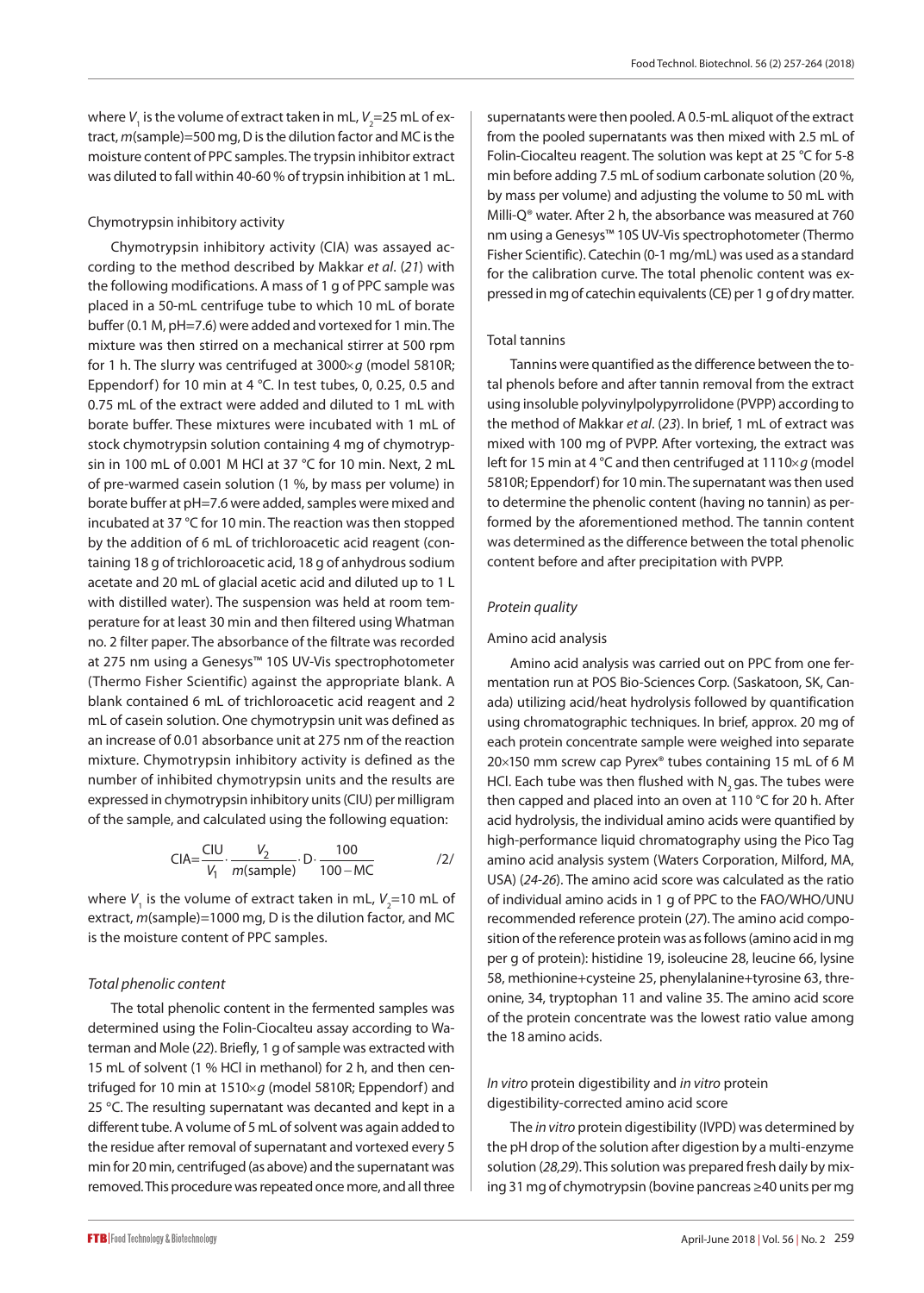where $V_1$ is the volume of extract taken in mL, $V_2$=25 mL of extract, $m$(sample)=500 mg, D is the dilution factor and MC is the moisture content of PPC samples. The trypsin inhibitor extract was diluted to fall within 40-60 % of trypsin inhibition at 1 mL.

#### Chymotrypsin inhibitory activity

Chymotrypsin inhibitory activity (CIA) was assayed according to the method described by Makkar *et al*. (*21*) with the following modifications. A mass of 1 g of PPC sample was placed in a 50-mL centrifuge tube to which 10 mL of borate buffer (0.1 M, pH=7.6) were added and vortexed for 1 min. The mixture was then stirred on a mechanical stirrer at 500 rpm for 1 h. The slurry was centrifuged at 3000×*g* (model 5810R; Eppendorf) for 10 min at 4 °C. In test tubes, 0, 0.25, 0.5 and 0.75 mL of the extract were added and diluted to 1 mL with borate buffer. These mixtures were incubated with 1 mL of stock chymotrypsin solution containing 4 mg of chymotrypsin in 100 mL of 0.001 M HCl at 37 °C for 10 min. Next, 2 mL of pre-warmed casein solution (1 %, by mass per volume) in borate buffer at pH=7.6 were added, samples were mixed and incubated at 37 °C for 10 min. The reaction was then stopped by the addition of 6 mL of trichloroacetic acid reagent (containing 18 g of trichloroacetic acid, 18 g of anhydrous sodium acetate and 20 mL of glacial acetic acid and diluted up to 1 L with distilled water). The suspension was held at room temperature for at least 30 min and then filtered using Whatman no. 2 filter paper. The absorbance of the filtrate was recorded at 275 nm using a Genesys™ 10S UV-Vis spectrophotometer (Thermo Fisher Scientific) against the appropriate blank. A blank contained 6 mL of trichloroacetic acid reagent and 2 mL of casein solution. One chymotrypsin unit was defined as an increase of 0.01 absorbance unit at 275 nm of the reaction mixture. Chymotrypsin inhibitory activity is defined as the number of inhibited chymotrypsin units and the results are expressed in chymotrypsin inhibitory units (CIU) per milligram of the sample, and calculated using the following equation:

$$\mathrm{CIA}=\frac{\mathrm{CIU}}{V_1}\cdot\frac{V_2}{m(\mathrm{sample})}\cdot \mathrm{D}\cdot\frac{100}{100-\mathrm{MC}} \qquad /2/$$

where $V_1$ is the volume of extract taken in mL, $V_2$=10 mL of extract, $m$(sample)=1000 mg, D is the dilution factor, and MC is the moisture content of PPC samples.

### *Total phenolic content*

The total phenolic content in the fermented samples was determined using the Folin-Ciocalteu assay according to Waterman and Mole (*22*). Briefly, 1 g of sample was extracted with 15 mL of solvent (1 % HCl in methanol) for 2 h, and then centrifuged for 10 min at 1510×*g* (model 5810R; Eppendorf) and 25 °C. The resulting supernatant was decanted and kept in a different tube. A volume of 5 mL of solvent was again added to the residue after removal of supernatant and vortexed every 5 min for 20 min, centrifuged (as above) and the supernatant was removed. This procedure was repeated once more, and all three supernatants were then pooled. A 0.5-mL aliquot of the extract from the pooled supernatants was then mixed with 2.5 mL of Folin-Ciocalteu reagent. The solution was kept at 25 °C for 5-8 min before adding 7.5 mL of sodium carbonate solution (20 %, by mass per volume) and adjusting the volume to 50 mL with Milli-Q® water. After 2 h, the absorbance was measured at 760 nm using a Genesys™ 10S UV-Vis spectrophotometer (Thermo Fisher Scientific). Catechin (0-1 mg/mL) was used as a standard for the calibration curve. The total phenolic content was expressed in mg of catechin equivalents (CE) per 1 g of dry matter.

#### Total tannins

Tannins were quantified as the difference between the total phenols before and after tannin removal from the extract using insoluble polyvinylpolypyrrolidone (PVPP) according to the method of Makkar *et al*. (*23*). In brief, 1 mL of extract was mixed with 100 mg of PVPP. After vortexing, the extract was left for 15 min at 4 °C and then centrifuged at 1110×*g* (model 5810R; Eppendorf) for 10 min. The supernatant was then used to determine the phenolic content (having no tannin) as performed by the aforementioned method. The tannin content was determined as the difference between the total phenolic content before and after precipitation with PVPP.

### *Protein quality*

#### Amino acid analysis

Amino acid analysis was carried out on PPC from one fermentation run at POS Bio-Sciences Corp. (Saskatoon, SK, Canada) utilizing acid/heat hydrolysis followed by quantification using chromatographic techniques. In brief, approx. 20 mg of each protein concentrate sample were weighed into separate 20×150 mm screw cap Pyrex® tubes containing 15 mL of 6 M HCl. Each tube was then flushed with $N_2$ gas. The tubes were then capped and placed into an oven at 110 °C for 20 h. After acid hydrolysis, the individual amino acids were quantified by high-performance liquid chromatography using the Pico Tag amino acid analysis system (Waters Corporation, Milford, MA, USA) (*24-26*). The amino acid score was calculated as the ratio of individual amino acids in 1 g of PPC to the FAO/WHO/UNU recommended reference protein (*27*). The amino acid composition of the reference protein was as follows (amino acid in mg per g of protein): histidine 19, isoleucine 28, leucine 66, lysine 58, methionine+cysteine 25, phenylalanine+tyrosine 63, threonine, 34, tryptophan 11 and valine 35. The amino acid score of the protein concentrate was the lowest ratio value among the 18 amino acids.

#### *In vitro* protein digestibility and *in vitro* protein digestibility-corrected amino acid score

The *in vitro* protein digestibility (IVPD) was determined by the pH drop of the solution after digestion by a multi-enzyme solution (*28,29*). This solution was prepared fresh daily by mixing 31 mg of chymotrypsin (bovine pancreas ≥40 units per mg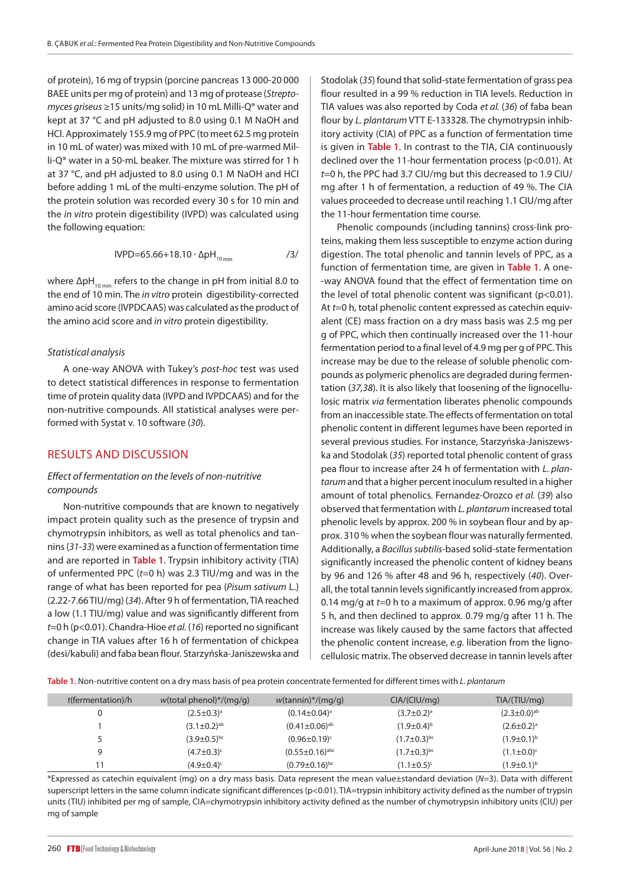of protein), 16 mg of trypsin (porcine pancreas 13 000-20 000 BAEE units per mg of protein) and 13 mg of protease (*Streptomyces griseus* ≥15 units/mg solid) in 10 mL Milli-Q® water and kept at 37 °C and pH adjusted to 8.0 using 0.1 M NaOH and HCl. Approximately 155.9 mg of PPC (to meet 62.5 mg protein in 10 mL of water) was mixed with 10 mL of pre-warmed Milli-Q® water in a 50-mL beaker. The mixture was stirred for 1 h at 37 °C, and pH adjusted to 8.0 using 0.1 M NaOH and HCl before adding 1 mL of the multi-enzyme solution. The pH of the protein solution was recorded every 30 s for 10 min and the *in vitro* protein digestibility (IVPD) was calculated using the following equation:

$$\text{IVPD}=65.66+18.10\cdot\Delta\text{pH}_{10\,\text{min}} \qquad /3/$$

where $\Delta\text{pH}_{10\,\text{min}}$ refers to the change in pH from initial 8.0 to the end of 10 min. The *in vitro* protein digestibility-corrected amino acid score (IVPDCAAS) was calculated as the product of the amino acid score and *in vitro* protein digestibility.

### *Statistical analysis*

A one-way ANOVA with Tukey's *post-hoc* test was used to detect statistical differences in response to fermentation time of protein quality data (IVPD and IVPDCAAS) and for the non-nutritive compounds. All statistical analyses were performed with Systat v. 10 software (*30*).

## RESULTS AND DISCUSSION

### *Effect of fermentation on the levels of non-nutritive compounds*

Non-nutritive compounds that are known to negatively impact protein quality such as the presence of trypsin and chymotrypsin inhibitors, as well as total phenolics and tannins (*31-33*) were examined as a function of fermentation time and are reported in **Table 1**. Trypsin inhibitory activity (TIA) of unfermented PPC ($t$=0 h) was 2.3 TIU/mg and was in the range of what has been reported for pea (*Pisum sativum* L.) (2.22-7.66 TIU/mg) (*34*). After 9 h of fermentation, TIA reached a low (1.1 TIU/mg) value and was significantly different from $t$=0 h ($p<0.01$). Chandra-Hioe *et al.* (*16*) reported no significant change in TIA values after 16 h of fermentation of chickpea (desi/kabuli) and faba bean flour. Starzyńska-Janiszewska and Stodolak (*35*) found that solid-state fermentation of grass pea flour resulted in a 99 % reduction in TIA levels. Reduction in TIA values was also reported by Coda *et al.* (*36*) of faba bean flour by *L. plantarum* VTT E-133328. The chymotrypsin inhibitory activity (CIA) of PPC as a function of fermentation time is given in **Table 1**. In contrast to the TIA, CIA continuously declined over the 11-hour fermentation process ($p<0.01$). At $t$=0 h, the PPC had 3.7 CIU/mg but this decreased to 1.9 CIU/mg after 1 h of fermentation, a reduction of 49 %. The CIA values proceeded to decrease until reaching 1.1 CIU/mg after the 11-hour fermentation time course.

Phenolic compounds (including tannins) cross-link proteins, making them less susceptible to enzyme action during digestion. The total phenolic and tannin levels of PPC, as a function of fermentation time, are given in **Table 1**. A one-way ANOVA found that the effect of fermentation time on the level of total phenolic content was significant ($p<0.01$). At $t$=0 h, total phenolic content expressed as catechin equivalent (CE) mass fraction on a dry mass basis was 2.5 mg per g of PPC, which then continually increased over the 11-hour fermentation period to a final level of 4.9 mg per g of PPC. This increase may be due to the release of soluble phenolic compounds as polymeric phenolics are degraded during fermentation (*37,38*). It is also likely that loosening of the lignocellulosic matrix *via* fermentation liberates phenolic compounds from an inaccessible state. The effects of fermentation on total phenolic content in different legumes have been reported in several previous studies. For instance, Starzyńska-Janiszewska and Stodolak (*35*) reported total phenolic content of grass pea flour to increase after 24 h of fermentation with *L. plantarum* and that a higher percent inoculum resulted in a higher amount of total phenolics. Fernandez-Orozco *et al.* (*39*) also observed that fermentation with *L. plantarum* increased total phenolic levels by approx. 200 % in soybean flour and by approx. 310 % when the soybean flour was naturally fermented. Additionally, a *Bacillus subtilis*-based solid-state fermentation significantly increased the phenolic content of kidney beans by 96 and 126 % after 48 and 96 h, respectively (*40*). Overall, the total tannin levels significantly increased from approx. 0.14 mg/g at $t$=0 h to a maximum of approx. 0.96 mg/g after 5 h, and then declined to approx. 0.79 mg/g after 11 h. The increase was likely caused by the same factors that affected the phenolic content increase, *e.g.* liberation from the lignocellulosic matrix. The observed decrease in tannin levels after

**Table 1.** Non-nutritive content on a dry mass basis of pea protein concentrate fermented for different times with *L. plantarum*

| $t$(fermentation)/h | $w$(total phenol)*/(mg/g) | $w$(tannin)*/(mg/g) | CIA/(CIU/mg) | TIA/(TIU/mg) |
|---|---|---|---|---|
| 0 | $(2.5\pm0.3)^{a}$ | $(0.14\pm0.04)^{a}$ | $(3.7\pm0.2)^{a}$ | $(2.3\pm0.0)^{ab}$ |
| 1 | $(3.1\pm0.2)^{ab}$ | $(0.41\pm0.06)^{ab}$ | $(1.9\pm0.4)^{b}$ | $(2.6\pm0.2)^{a}$ |
| 5 | $(3.9\pm0.5)^{bc}$ | $(0.96\pm0.19)^{c}$ | $(1.7\pm0.3)^{bc}$ | $(1.9\pm0.1)^{b}$ |
| 9 | $(4.7\pm0.3)^{c}$ | $(0.55\pm0.16)^{abc}$ | $(1.7\pm0.3)^{bc}$ | $(1.1\pm0.0)^{c}$ |
| 11 | $(4.9\pm0.4)^{c}$ | $(0.79\pm0.16)^{bc}$ | $(1.1\pm0.5)^{c}$ | $(1.9\pm0.1)^{b}$ |

*Expressed as catechin equivalent (mg) on a dry mass basis. Data represent the mean value±standard deviation ($N$=3). Data with different superscript letters in the same column indicate significant differences ($p<0.01$). TIA=trypsin inhibitory activity defined as the number of trypsin units (TIU) inhibited per mg of sample, CIA=chymotrypsin inhibitory activity defined as the number of chymotrypsin inhibitory units (CIU) per mg of sample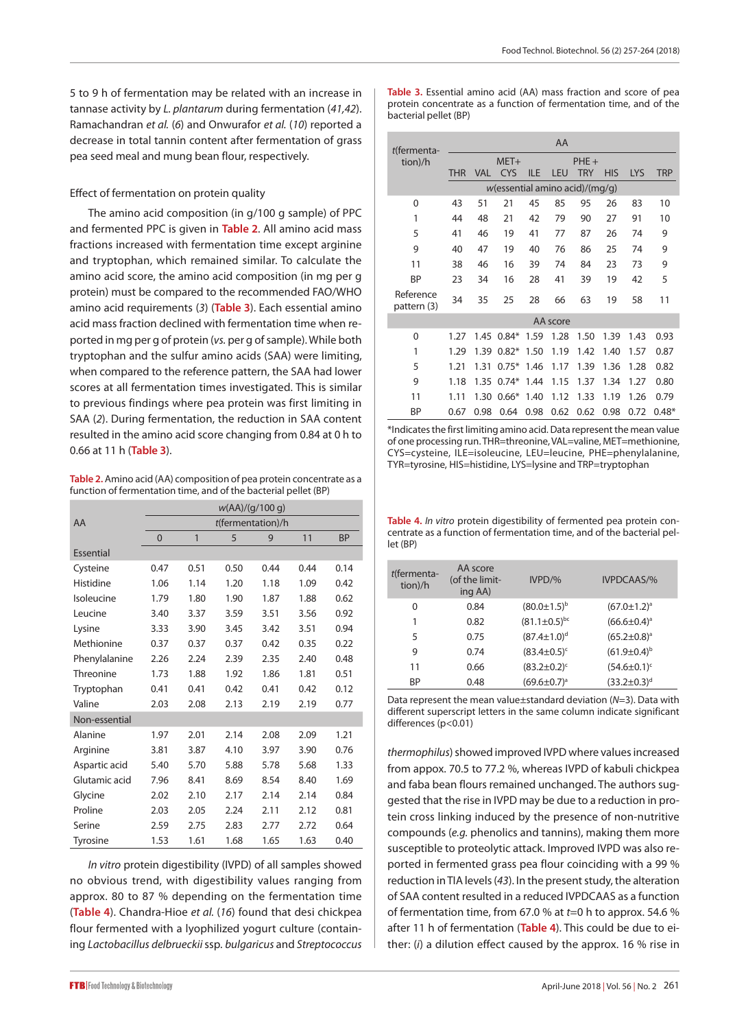5 to 9 h of fermentation may be related with an increase in tannase activity by *L. plantarum* during fermentation (*41,42*). Ramachandran *et al.* (*6*) and Onwurafor *et al.* (*10*) reported a decrease in total tannin content after fermentation of grass pea seed meal and mung bean flour, respectively.

### Effect of fermentation on protein quality

The amino acid composition (in g/100 g sample) of PPC and fermented PPC is given in Table 2. All amino acid mass fractions increased with fermentation time except arginine and tryptophan, which remained similar. To calculate the amino acid score, the amino acid composition (in mg per g protein) must be compared to the recommended FAO/WHO amino acid requirements (*3*) (Table 3). Each essential amino acid mass fraction declined with fermentation time when reported in mg per g of protein (*vs.* per g of sample). While both tryptophan and the sulfur amino acids (SAA) were limiting, when compared to the reference pattern, the SAA had lower scores at all fermentation times investigated. This is similar to previous findings where pea protein was first limiting in SAA (*2*). During fermentation, the reduction in SAA content resulted in the amino acid score changing from 0.84 at 0 h to 0.66 at 11 h (Table 3).

**Table 2.** Amino acid (AA) composition of pea protein concentrate as a function of fermentation time, and of the bacterial pellet (BP)

| AA | $w$(AA)/(g/100 g) | | | | | |
|---|---|---|---|---|---|---|
| | $t$(fermentation)/h | | | | | |
| | 0 | 1 | 5 | 9 | 11 | BP |
| **Essential** | | | | | | |
| Cysteine | 0.47 | 0.51 | 0.50 | 0.44 | 0.44 | 0.14 |
| Histidine | 1.06 | 1.14 | 1.20 | 1.18 | 1.09 | 0.42 |
| Isoleucine | 1.79 | 1.80 | 1.90 | 1.87 | 1.88 | 0.62 |
| Leucine | 3.40 | 3.37 | 3.59 | 3.51 | 3.56 | 0.92 |
| Lysine | 3.33 | 3.90 | 3.45 | 3.42 | 3.51 | 0.94 |
| Methionine | 0.37 | 0.37 | 0.37 | 0.42 | 0.35 | 0.22 |
| Phenylalanine | 2.26 | 2.24 | 2.39 | 2.35 | 2.40 | 0.48 |
| Threonine | 1.73 | 1.88 | 1.92 | 1.86 | 1.81 | 0.51 |
| Tryptophan | 0.41 | 0.41 | 0.42 | 0.41 | 0.42 | 0.12 |
| Valine | 2.03 | 2.08 | 2.13 | 2.19 | 2.19 | 0.77 |
| **Non-essential** | | | | | | |
| Alanine | 1.97 | 2.01 | 2.14 | 2.08 | 2.09 | 1.21 |
| Arginine | 3.81 | 3.87 | 4.10 | 3.97 | 3.90 | 0.76 |
| Aspartic acid | 5.40 | 5.70 | 5.88 | 5.78 | 5.68 | 1.33 |
| Glutamic acid | 7.96 | 8.41 | 8.69 | 8.54 | 8.40 | 1.69 |
| Glycine | 2.02 | 2.10 | 2.17 | 2.14 | 2.14 | 0.84 |
| Proline | 2.03 | 2.05 | 2.24 | 2.11 | 2.12 | 0.81 |
| Serine | 2.59 | 2.75 | 2.83 | 2.77 | 2.72 | 0.64 |
| Tyrosine | 1.53 | 1.61 | 1.68 | 1.65 | 1.63 | 0.40 |

*In vitro* protein digestibility (IVPD) of all samples showed no obvious trend, with digestibility values ranging from approx. 80 to 87 % depending on the fermentation time (Table 4). Chandra-Hioe *et al.* (*16*) found that desi chickpea flour fermented with a lyophilized yogurt culture (containing *Lactobacillus delbrueckii* ssp. *bulgaricus* and *Streptococcus thermophilus*) showed improved IVPD where values increased from appox. 70.5 to 77.2 %, whereas IVPD of kabuli chickpea and faba bean flours remained unchanged. The authors suggested that the rise in IVPD may be due to a reduction in protein cross linking induced by the presence of non-nutritive compounds (*e.g.* phenolics and tannins), making them more susceptible to proteolytic attack. Improved IVPD was also reported in fermented grass pea flour coinciding with a 99 % reduction in TIA levels (*43*). In the present study, the alteration of SAA content resulted in a reduced IVPDCAAS as a function of fermentation time, from 67.0 % at $t$=0 h to approx. 54.6 % after 11 h of fermentation (Table 4). This could be due to either: (*i*) a dilution effect caused by the approx. 16 % rise in

**Table 3.** Essential amino acid (AA) mass fraction and score of pea protein concentrate as a function of fermentation time, and of the bacterial pellet (BP)

| $t$(fermentation)/h | AA | | | | | | | | |
|---|---|---|---|---|---|---|---|---|---|
| | THR | VAL | MET+CYS | ILE | LEU | PHE+TRY | HIS | LYS | TRP |
| | $w$(essential amino acid)/(mg/g) | | | | | | | | |
| 0 | 43 | 51 | 21 | 45 | 85 | 95 | 26 | 83 | 10 |
| 1 | 44 | 48 | 21 | 42 | 79 | 90 | 27 | 91 | 10 |
| 5 | 41 | 46 | 19 | 41 | 77 | 87 | 26 | 74 | 9 |
| 9 | 40 | 47 | 19 | 40 | 76 | 86 | 25 | 74 | 9 |
| 11 | 38 | 46 | 16 | 39 | 74 | 84 | 23 | 73 | 9 |
| BP | 23 | 34 | 16 | 28 | 41 | 39 | 19 | 42 | 5 |
| Reference pattern (3) | 34 | 35 | 25 | 28 | 66 | 63 | 19 | 58 | 11 |
| | AA score | | | | | | | | |
| 0 | 1.27 | 1.45 | 0.84* | 1.59 | 1.28 | 1.50 | 1.39 | 1.43 | 0.93 |
| 1 | 1.29 | 1.39 | 0.82* | 1.50 | 1.19 | 1.42 | 1.40 | 1.57 | 0.87 |
| 5 | 1.21 | 1.31 | 0.75* | 1.46 | 1.17 | 1.39 | 1.36 | 1.28 | 0.82 |
| 9 | 1.18 | 1.35 | 0.74* | 1.44 | 1.15 | 1.37 | 1.34 | 1.27 | 0.80 |
| 11 | 1.11 | 1.30 | 0.66* | 1.40 | 1.12 | 1.33 | 1.19 | 1.26 | 0.79 |
| BP | 0.67 | 0.98 | 0.64 | 0.98 | 0.62 | 0.62 | 0.98 | 0.72 | 0.48* |

*Indicates the first limiting amino acid. Data represent the mean value of one processing run. THR=threonine, VAL=valine, MET=methionine, CYS=cysteine, ILE=isoleucine, LEU=leucine, PHE=phenylalanine, TYR=tyrosine, HIS=histidine, LYS=lysine and TRP=tryptophan

**Table 4.** *In vitro* protein digestibility of fermented pea protein concentrate as a function of fermentation time, and of the bacterial pellet (BP)

| $t$(fermentation)/h | AA score (of the limiting AA) | IVPD/% | IVPDCAAS/% |
|---|---|---|---|
| 0 | 0.84 | $(80.0\pm1.5)^{b}$ | $(67.0\pm1.2)^{a}$ |
| 1 | 0.82 | $(81.1\pm0.5)^{bc}$ | $(66.6\pm0.4)^{a}$ |
| 5 | 0.75 | $(87.4\pm1.0)^{d}$ | $(65.2\pm0.8)^{a}$ |
| 9 | 0.74 | $(83.4\pm0.5)^{c}$ | $(61.9\pm0.4)^{b}$ |
| 11 | 0.66 | $(83.2\pm0.2)^{c}$ | $(54.6\pm0.1)^{c}$ |
| BP | 0.48 | $(69.6\pm0.7)^{a}$ | $(33.2\pm0.3)^{d}$ |

Data represent the mean value±standard deviation ($N$=3). Data with different superscript letters in the same column indicate significant differences ($p$<0.01)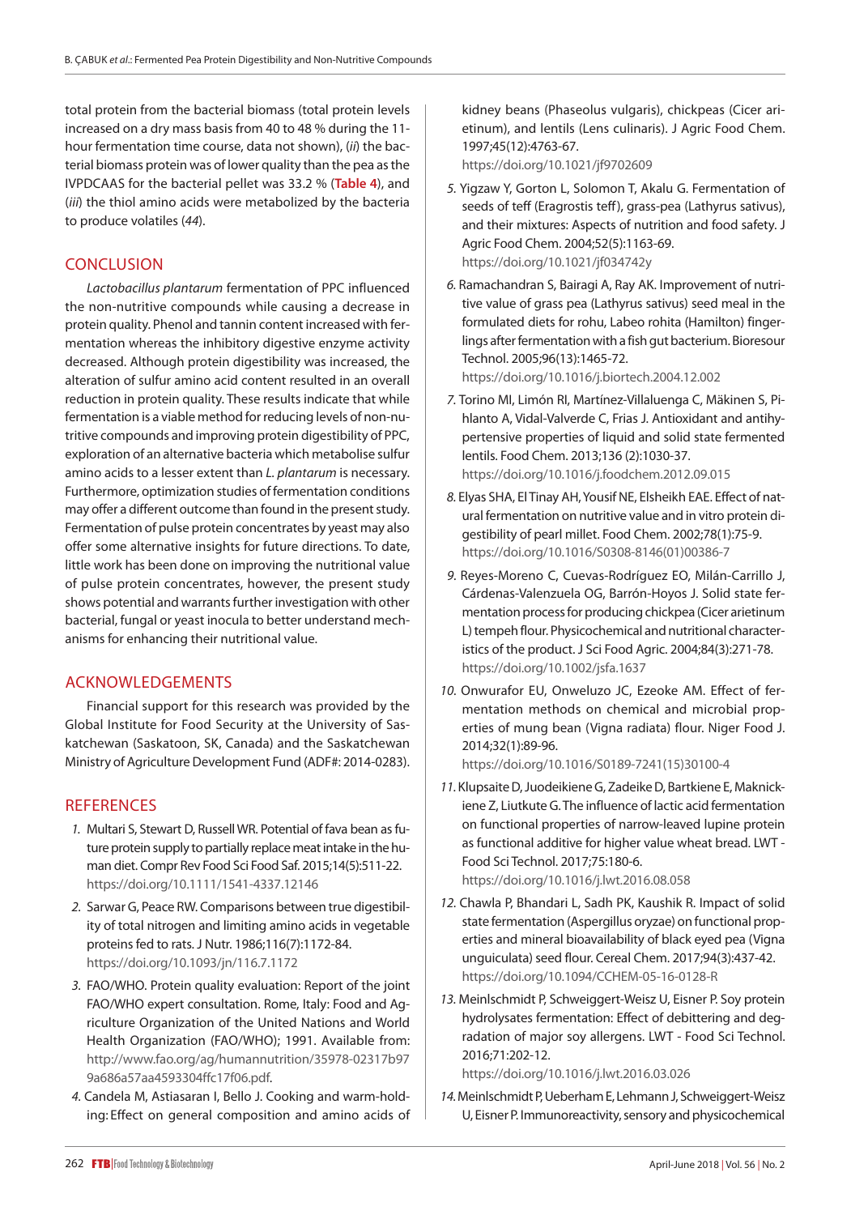total protein from the bacterial biomass (total protein levels increased on a dry mass basis from 40 to 48 % during the 11-hour fermentation time course, data not shown), (*ii*) the bacterial biomass protein was of lower quality than the pea as the IVPDCAAS for the bacterial pellet was 33.2 % (**Table 4**), and (*iii*) the thiol amino acids were metabolized by the bacteria to produce volatiles (*44*).

## CONCLUSION

*Lactobacillus plantarum* fermentation of PPC influenced the non-nutritive compounds while causing a decrease in protein quality. Phenol and tannin content increased with fermentation whereas the inhibitory digestive enzyme activity decreased. Although protein digestibility was increased, the alteration of sulfur amino acid content resulted in an overall reduction in protein quality. These results indicate that while fermentation is a viable method for reducing levels of non-nutritive compounds and improving protein digestibility of PPC, exploration of an alternative bacteria which metabolise sulfur amino acids to a lesser extent than *L. plantarum* is necessary. Furthermore, optimization studies of fermentation conditions may offer a different outcome than found in the present study. Fermentation of pulse protein concentrates by yeast may also offer some alternative insights for future directions. To date, little work has been done on improving the nutritional value of pulse protein concentrates, however, the present study shows potential and warrants further investigation with other bacterial, fungal or yeast inocula to better understand mechanisms for enhancing their nutritional value.

## ACKNOWLEDGEMENTS

Financial support for this research was provided by the Global Institute for Food Security at the University of Saskatchewan (Saskatoon, SK, Canada) and the Saskatchewan Ministry of Agriculture Development Fund (ADF#: 2014-0283).

## REFERENCES

1. Multari S, Stewart D, Russell WR. Potential of fava bean as future protein supply to partially replace meat intake in the human diet. Compr Rev Food Sci Food Saf. 2015;14(5):511-22. https://doi.org/10.1111/1541-4337.12146
2. Sarwar G, Peace RW. Comparisons between true digestibility of total nitrogen and limiting amino acids in vegetable proteins fed to rats. J Nutr. 1986;116(7):1172-84. https://doi.org/10.1093/jn/116.7.1172
3. FAO/WHO. Protein quality evaluation: Report of the joint FAO/WHO expert consultation. Rome, Italy: Food and Agriculture Organization of the United Nations and World Health Organization (FAO/WHO); 1991. Available from: http://www.fao.org/ag/humannutrition/35978-02317b979a686a57aa4593304ffc17f06.pdf.
4. Candela M, Astiasaran I, Bello J. Cooking and warm-holding: Effect on general composition and amino acids of kidney beans (Phaseolus vulgaris), chickpeas (Cicer arietinum), and lentils (Lens culinaris). J Agric Food Chem. 1997;45(12):4763-67. https://doi.org/10.1021/jf9702609
5. Yigzaw Y, Gorton L, Solomon T, Akalu G. Fermentation of seeds of teff (Eragrostis teff), grass-pea (Lathyrus sativus), and their mixtures: Aspects of nutrition and food safety. J Agric Food Chem. 2004;52(5):1163-69. https://doi.org/10.1021/jf034742y
6. Ramachandran S, Bairagi A, Ray AK. Improvement of nutritive value of grass pea (Lathyrus sativus) seed meal in the formulated diets for rohu, Labeo rohita (Hamilton) fingerlings after fermentation with a fish gut bacterium. Bioresour Technol. 2005;96(13):1465-72. https://doi.org/10.1016/j.biortech.2004.12.002
7. Torino MI, Limón RI, Martínez-Villaluenga C, Mäkinen S, Pihlanto A, Vidal-Valverde C, Frias J. Antioxidant and antihypertensive properties of liquid and solid state fermented lentils. Food Chem. 2013;136 (2):1030-37. https://doi.org/10.1016/j.foodchem.2012.09.015
8. Elyas SHA, El Tinay AH, Yousif NE, Elsheikh EAE. Effect of natural fermentation on nutritive value and in vitro protein digestibility of pearl millet. Food Chem. 2002;78(1):75-9. https://doi.org/10.1016/S0308-8146(01)00386-7
9. Reyes-Moreno C, Cuevas-Rodríguez EO, Milán-Carrillo J, Cárdenas-Valenzuela OG, Barrón-Hoyos J. Solid state fermentation process for producing chickpea (Cicer arietinum L) tempeh flour. Physicochemical and nutritional characteristics of the product. J Sci Food Agric. 2004;84(3):271-78. https://doi.org/10.1002/jsfa.1637
10. Onwurafor EU, Onweluzo JC, Ezeoke AM. Effect of fermentation methods on chemical and microbial properties of mung bean (Vigna radiata) flour. Niger Food J. 2014;32(1):89-96. https://doi.org/10.1016/S0189-7241(15)30100-4
11. Klupsaite D, Juodeikiene G, Zadeike D, Bartkiene E, Maknickiene Z, Liutkute G. The influence of lactic acid fermentation on functional properties of narrow-leaved lupine protein as functional additive for higher value wheat bread. LWT - Food Sci Technol. 2017;75:180-6. https://doi.org/10.1016/j.lwt.2016.08.058
12. Chawla P, Bhandari L, Sadh PK, Kaushik R. Impact of solid state fermentation (Aspergillus oryzae) on functional properties and mineral bioavailability of black eyed pea (Vigna unguiculata) seed flour. Cereal Chem. 2017;94(3):437-42. https://doi.org/10.1094/CCHEM-05-16-0128-R
13. Meinlschmidt P, Schweiggert-Weisz U, Eisner P. Soy protein hydrolysates fermentation: Effect of debittering and degradation of major soy allergens. LWT - Food Sci Technol. 2016;71:202-12. https://doi.org/10.1016/j.lwt.2016.03.026
14. Meinlschmidt P, Ueberham E, Lehmann J, Schweiggert-Weisz U, Eisner P. Immunoreactivity, sensory and physicochemical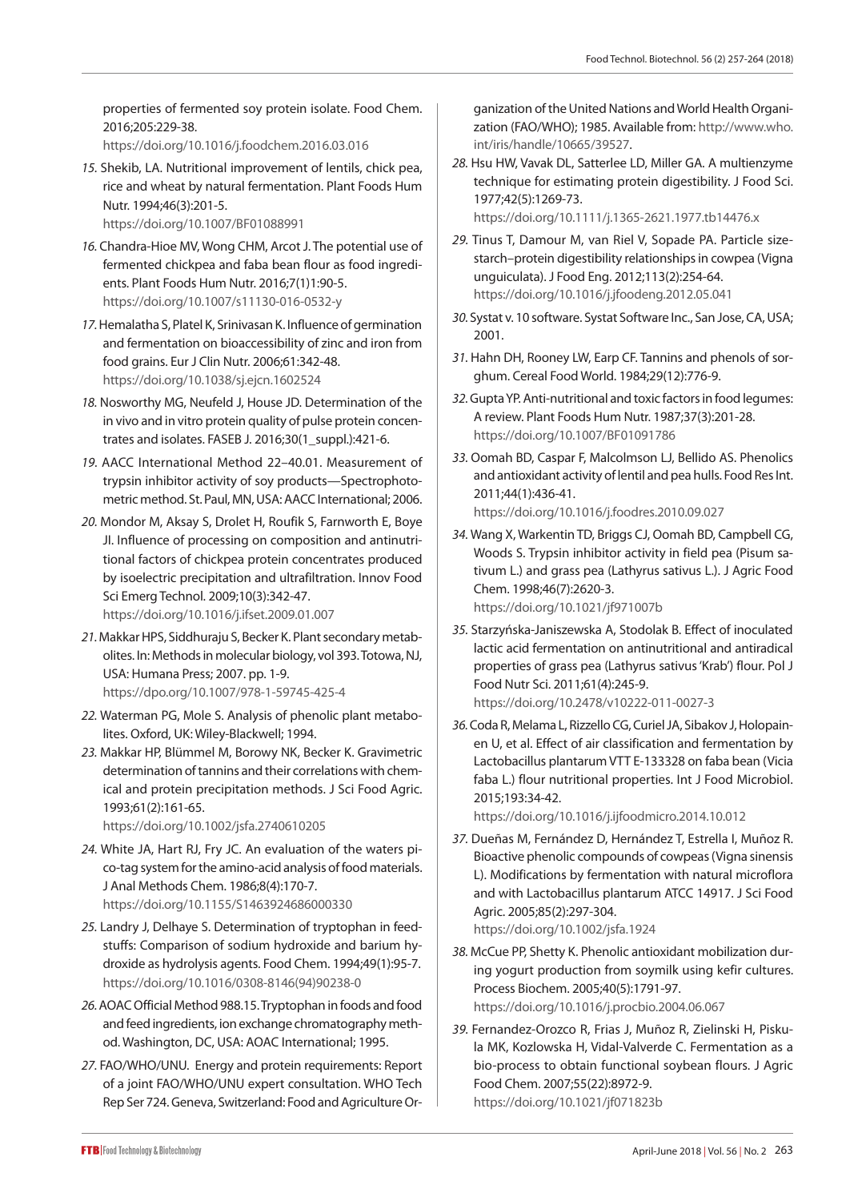properties of fermented soy protein isolate. Food Chem. 2016;205:229-38.
https://doi.org/10.1016/j.foodchem.2016.03.016

15. Shekib, LA. Nutritional improvement of lentils, chick pea, rice and wheat by natural fermentation. Plant Foods Hum Nutr. 1994;46(3):201-5.
https://doi.org/10.1007/BF01088991

16. Chandra-Hioe MV, Wong CHM, Arcot J. The potential use of fermented chickpea and faba bean flour as food ingredients. Plant Foods Hum Nutr. 2016;7(1)1:90-5.
https://doi.org/10.1007/s11130-016-0532-y

17. Hemalatha S, Platel K, Srinivasan K. Influence of germination and fermentation on bioaccessibility of zinc and iron from food grains. Eur J Clin Nutr. 2006;61:342-48.
https://doi.org/10.1038/sj.ejcn.1602524

18. Nosworthy MG, Neufeld J, House JD. Determination of the in vivo and in vitro protein quality of pulse protein concentrates and isolates. FASEB J. 2016;30(1_suppl.):421-6.

19. AACC International Method 22–40.01. Measurement of trypsin inhibitor activity of soy products—Spectrophotometric method. St. Paul, MN, USA: AACC International; 2006.

20. Mondor M, Aksay S, Drolet H, Roufik S, Farnworth E, Boye JI. Influence of processing on composition and antinutritional factors of chickpea protein concentrates produced by isoelectric precipitation and ultrafiltration. Innov Food Sci Emerg Technol. 2009;10(3):342-47.
https://doi.org/10.1016/j.ifset.2009.01.007

21. Makkar HPS, Siddhuraju S, Becker K. Plant secondary metabolites. In: Methods in molecular biology, vol 393. Totowa, NJ, USA: Humana Press; 2007. pp. 1-9.
https://dpo.org/10.1007/978-1-59745-425-4

22. Waterman PG, Mole S. Analysis of phenolic plant metabolites. Oxford, UK: Wiley-Blackwell; 1994.

23. Makkar HP, Blümmel M, Borowy NK, Becker K. Gravimetric determination of tannins and their correlations with chemical and protein precipitation methods. J Sci Food Agric. 1993;61(2):161-65.
https://doi.org/10.1002/jsfa.2740610205

24. White JA, Hart RJ, Fry JC. An evaluation of the waters pico-tag system for the amino-acid analysis of food materials. J Anal Methods Chem. 1986;8(4):170-7.
https://doi.org/10.1155/S1463924686000330

25. Landry J, Delhaye S. Determination of tryptophan in feedstuffs: Comparison of sodium hydroxide and barium hydroxide as hydrolysis agents. Food Chem. 1994;49(1):95-7.
https://doi.org/10.1016/0308-8146(94)90238-0

26. AOAC Official Method 988.15. Tryptophan in foods and food and feed ingredients, ion exchange chromatography method. Washington, DC, USA: AOAC International; 1995.

27. FAO/WHO/UNU. Energy and protein requirements: Report of a joint FAO/WHO/UNU expert consultation. WHO Tech Rep Ser 724. Geneva, Switzerland: Food and Agriculture Organization of the United Nations and World Health Organization (FAO/WHO); 1985. Available from: http://www.who.int/iris/handle/10665/39527.

28. Hsu HW, Vavak DL, Satterlee LD, Miller GA. A multienzyme technique for estimating protein digestibility. J Food Sci. 1977;42(5):1269-73.
https://doi.org/10.1111/j.1365-2621.1977.tb14476.x

29. Tinus T, Damour M, van Riel V, Sopade PA. Particle size-starch–protein digestibility relationships in cowpea (Vigna unguiculata). J Food Eng. 2012;113(2):254-64.
https://doi.org/10.1016/j.jfoodeng.2012.05.041

30. Systat v. 10 software. Systat Software Inc., San Jose, CA, USA; 2001.

31. Hahn DH, Rooney LW, Earp CF. Tannins and phenols of sorghum. Cereal Food World. 1984;29(12):776-9.

32. Gupta YP. Anti-nutritional and toxic factors in food legumes: A review. Plant Foods Hum Nutr. 1987;37(3):201-28.
https://doi.org/10.1007/BF01091786

33. Oomah BD, Caspar F, Malcolmson LJ, Bellido AS. Phenolics and antioxidant activity of lentil and pea hulls. Food Res Int. 2011;44(1):436-41.
https://doi.org/10.1016/j.foodres.2010.09.027

34. Wang X, Warkentin TD, Briggs CJ, Oomah BD, Campbell CG, Woods S. Trypsin inhibitor activity in field pea (Pisum sativum L.) and grass pea (Lathyrus sativus L.). J Agric Food Chem. 1998;46(7):2620-3.
https://doi.org/10.1021/jf971007b

35. Starzyńska-Janiszewska A, Stodolak B. Effect of inoculated lactic acid fermentation on antinutritional and antiradical properties of grass pea (Lathyrus sativus 'Krab') flour. Pol J Food Nutr Sci. 2011;61(4):245-9.
https://doi.org/10.2478/v10222-011-0027-3

36. Coda R, Melama L, Rizzello CG, Curiel JA, Sibakov J, Holopainen U, et al. Effect of air classification and fermentation by Lactobacillus plantarum VTT E-133328 on faba bean (Vicia faba L.) flour nutritional properties. Int J Food Microbiol. 2015;193:34-42.
https://doi.org/10.1016/j.ijfoodmicro.2014.10.012

37. Dueñas M, Fernández D, Hernández T, Estrella I, Muñoz R. Bioactive phenolic compounds of cowpeas (Vigna sinensis L). Modifications by fermentation with natural microflora and with Lactobacillus plantarum ATCC 14917. J Sci Food Agric. 2005;85(2):297-304.
https://doi.org/10.1002/jsfa.1924

38. McCue PP, Shetty K. Phenolic antioxidant mobilization during yogurt production from soymilk using kefir cultures. Process Biochem. 2005;40(5):1791-97.
https://doi.org/10.1016/j.procbio.2004.06.067

39. Fernandez-Orozco R, Frias J, Muñoz R, Zielinski H, Piskula MK, Kozlowska H, Vidal-Valverde C. Fermentation as a bio-process to obtain functional soybean flours. J Agric Food Chem. 2007;55(22):8972-9.
https://doi.org/10.1021/jf071823b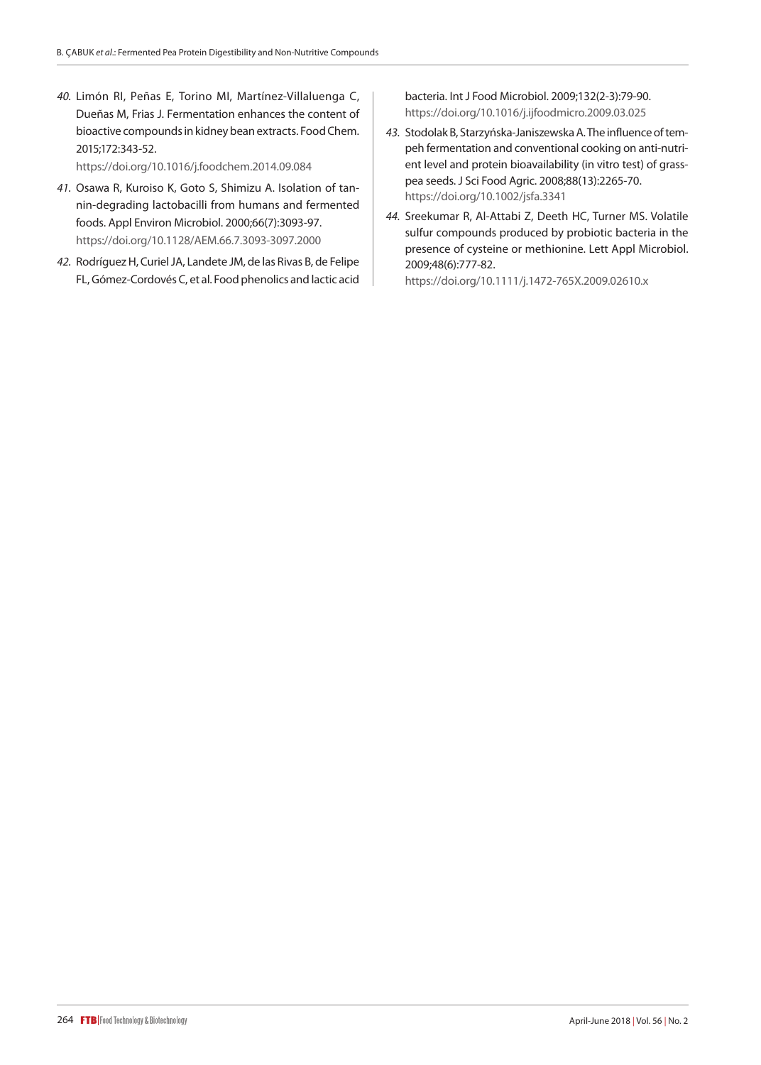40. Limón RI, Peñas E, Torino MI, Martínez-Villaluenga C, Dueñas M, Frias J. Fermentation enhances the content of bioactive compounds in kidney bean extracts. Food Chem. 2015;172:343-52.
https://doi.org/10.1016/j.foodchem.2014.09.084

41. Osawa R, Kuroiso K, Goto S, Shimizu A. Isolation of tannin-degrading lactobacilli from humans and fermented foods. Appl Environ Microbiol. 2000;66(7):3093-97.
https://doi.org/10.1128/AEM.66.7.3093-3097.2000

42. Rodríguez H, Curiel JA, Landete JM, de las Rivas B, de Felipe FL, Gómez-Cordovés C, et al. Food phenolics and lactic acid bacteria. Int J Food Microbiol. 2009;132(2-3):79-90.
https://doi.org/10.1016/j.ijfoodmicro.2009.03.025

43. Stodolak B, Starzyńska-Janiszewska A. The influence of tempeh fermentation and conventional cooking on anti-nutrient level and protein bioavailability (in vitro test) of grass-pea seeds. J Sci Food Agric. 2008;88(13):2265-70.
https://doi.org/10.1002/jsfa.3341

44. Sreekumar R, Al-Attabi Z, Deeth HC, Turner MS. Volatile sulfur compounds produced by probiotic bacteria in the presence of cysteine or methionine. Lett Appl Microbiol. 2009;48(6):777-82.
https://doi.org/10.1111/j.1472-765X.2009.02610.x